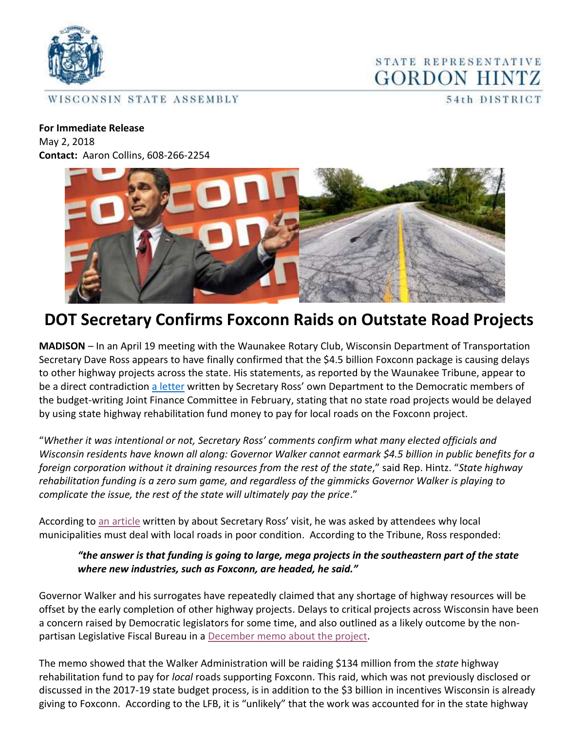WISCONSIN STATE ASSEMBLY

STATE REPRESENTATIVE
GORDON HINTZ
54th DISTRICT

**For Immediate Release**
May 2, 2018
**Contact:** Aaron Collins, 608-266-2254

# DOT Secretary Confirms Foxconn Raids on Outstate Road Projects

**MADISON** – In an April 19 meeting with the Waunakee Rotary Club, Wisconsin Department of Transportation Secretary Dave Ross appears to have finally confirmed that the $4.5 billion Foxconn package is causing delays to other highway projects across the state. His statements, as reported by the Waunakee Tribune, appear to be a direct contradiction a letter written by Secretary Ross' own Department to the Democratic members of the budget-writing Joint Finance Committee in February, stating that no state road projects would be delayed by using state highway rehabilitation fund money to pay for local roads on the Foxconn project.

"*Whether it was intentional or not, Secretary Ross' comments confirm what many elected officials and Wisconsin residents have known all along: Governor Walker cannot earmark $4.5 billion in public benefits for a foreign corporation without it draining resources from the rest of the state*," said Rep. Hintz. "*State highway rehabilitation funding is a zero sum game, and regardless of the gimmicks Governor Walker is playing to complicate the issue, the rest of the state will ultimately pay the price*."

According to an article written by about Secretary Ross' visit, he was asked by attendees why local municipalities must deal with local roads in poor condition. According to the Tribune, Ross responded:

> ***"the answer is that funding is going to large, mega projects in the southeastern part of the state where new industries, such as Foxconn, are headed, he said."***

Governor Walker and his surrogates have repeatedly claimed that any shortage of highway resources will be offset by the early completion of other highway projects. Delays to critical projects across Wisconsin have been a concern raised by Democratic legislators for some time, and also outlined as a likely outcome by the non-partisan Legislative Fiscal Bureau in a December memo about the project.

The memo showed that the Walker Administration will be raiding $134 million from the *state* highway rehabilitation fund to pay for *local* roads supporting Foxconn. This raid, which was not previously disclosed or discussed in the 2017-19 state budget process, is in addition to the $3 billion in incentives Wisconsin is already giving to Foxconn. According to the LFB, it is "unlikely" that the work was accounted for in the state highway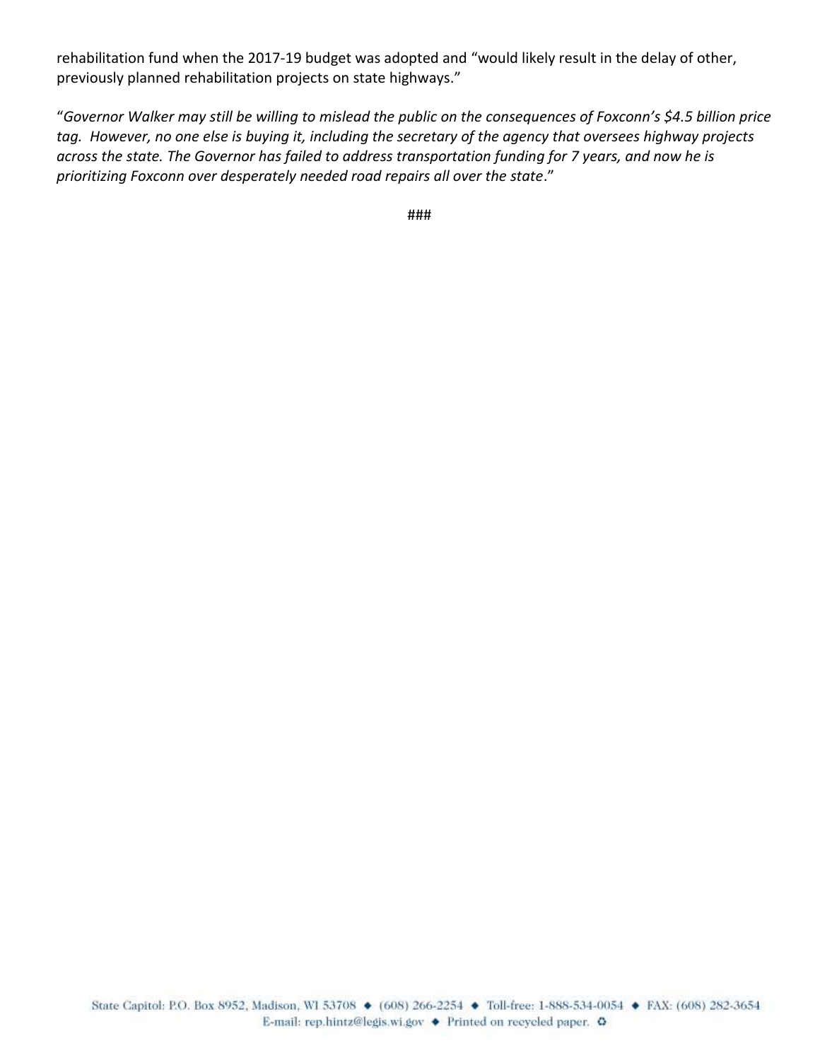rehabilitation fund when the 2017-19 budget was adopted and “would likely result in the delay of other, previously planned rehabilitation projects on state highways.”

“*Governor Walker may still be willing to mislead the public on the consequences of Foxconn’s $4.5 billion price tag. However, no one else is buying it, including the secretary of the agency that oversees highway projects across the state. The Governor has failed to address transportation funding for 7 years, and now he is prioritizing Foxconn over desperately needed road repairs all over the state*.”

###

State Capitol: P.O. Box 8952, Madison, WI 53708 ◆ (608) 266-2254 ◆ Toll-free: 1-888-534-0054 ◆ FAX: (608) 282-3654
E-mail: rep.hintz@legis.wi.gov ◆ Printed on recycled paper.